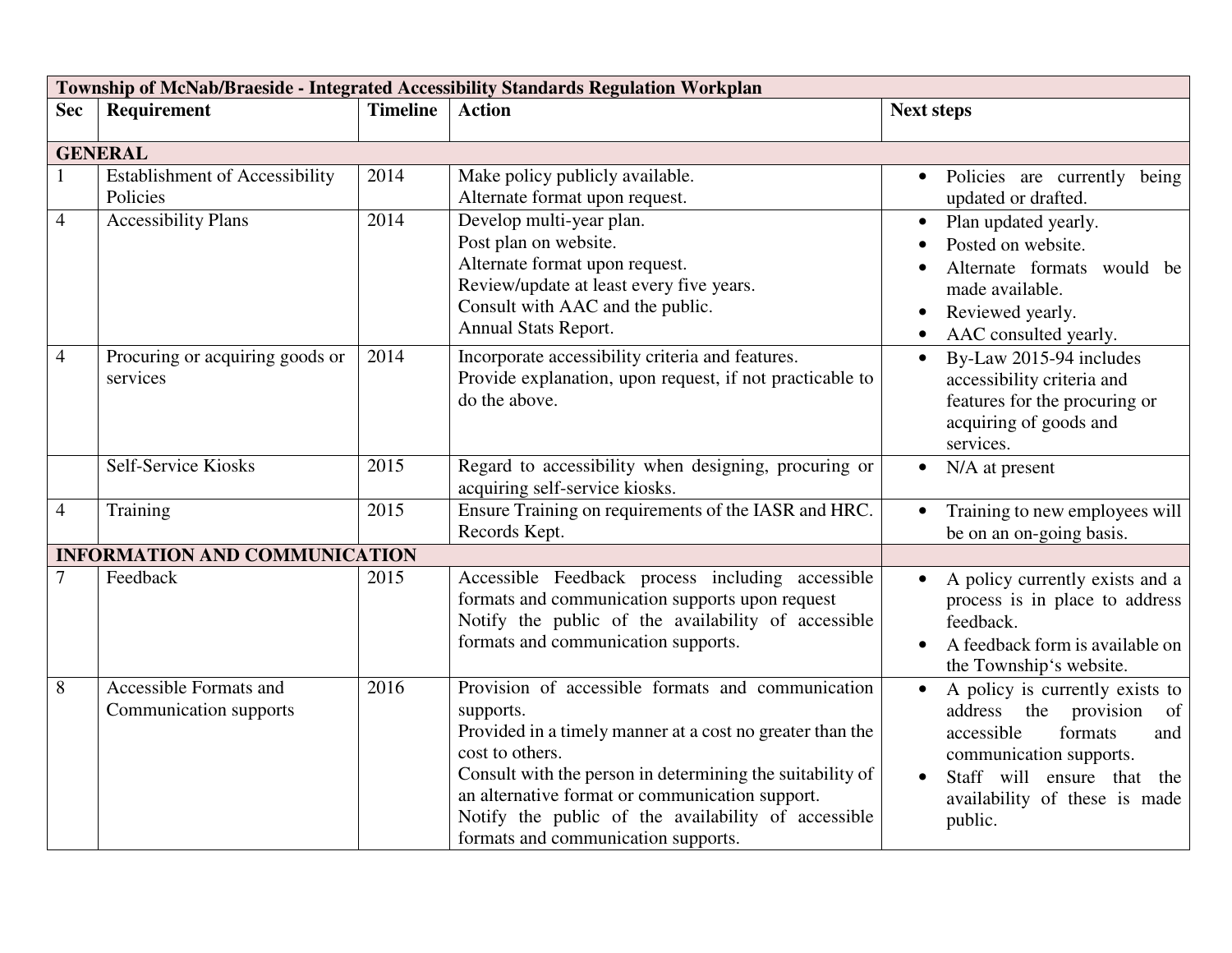| Township of McNab/Braeside - Integrated Accessibility Standards Regulation Workplan | | | | |
|---|---|---|---|---|
| **Sec** | **Requirement** | **Timeline** | **Action** | **Next steps** |
| **GENERAL** | | | | |
| 1 | Establishment of Accessibility Policies | 2014 | Make policy publicly available.<br>Alternate format upon request. | • Policies are currently being updated or drafted. |
| 4 | Accessibility Plans | 2014 | Develop multi-year plan.<br>Post plan on website.<br>Alternate format upon request.<br>Review/update at least every five years.<br>Consult with AAC and the public.<br>Annual Stats Report. | • Plan updated yearly.<br>• Posted on website.<br>• Alternate formats would be made available.<br>• Reviewed yearly.<br>• AAC consulted yearly. |
| 4 | Procuring or acquiring goods or services | 2014 | Incorporate accessibility criteria and features.<br>Provide explanation, upon request, if not practicable to do the above. | • By-Law 2015-94 includes accessibility criteria and features for the procuring or acquiring of goods and services. |
| | Self-Service Kiosks | 2015 | Regard to accessibility when designing, procuring or acquiring self-service kiosks. | • N/A at present |
| 4 | Training | 2015 | Ensure Training on requirements of the IASR and HRC.<br>Records Kept. | • Training to new employees will be on an on-going basis. |
| **INFORMATION AND COMMUNICATION** | | | | |
| 7 | Feedback | 2015 | Accessible Feedback process including accessible formats and communication supports upon request<br>Notify the public of the availability of accessible formats and communication supports. | • A policy currently exists and a process is in place to address feedback.<br>• A feedback form is available on the Township's website. |
| 8 | Accessible Formats and Communication supports | 2016 | Provision of accessible formats and communication supports.<br>Provided in a timely manner at a cost no greater than the cost to others.<br>Consult with the person in determining the suitability of an alternative format or communication support.<br>Notify the public of the availability of accessible formats and communication supports. | • A policy is currently exists to address the provision of accessible formats and communication supports.<br>• Staff will ensure that the availability of these is made public. |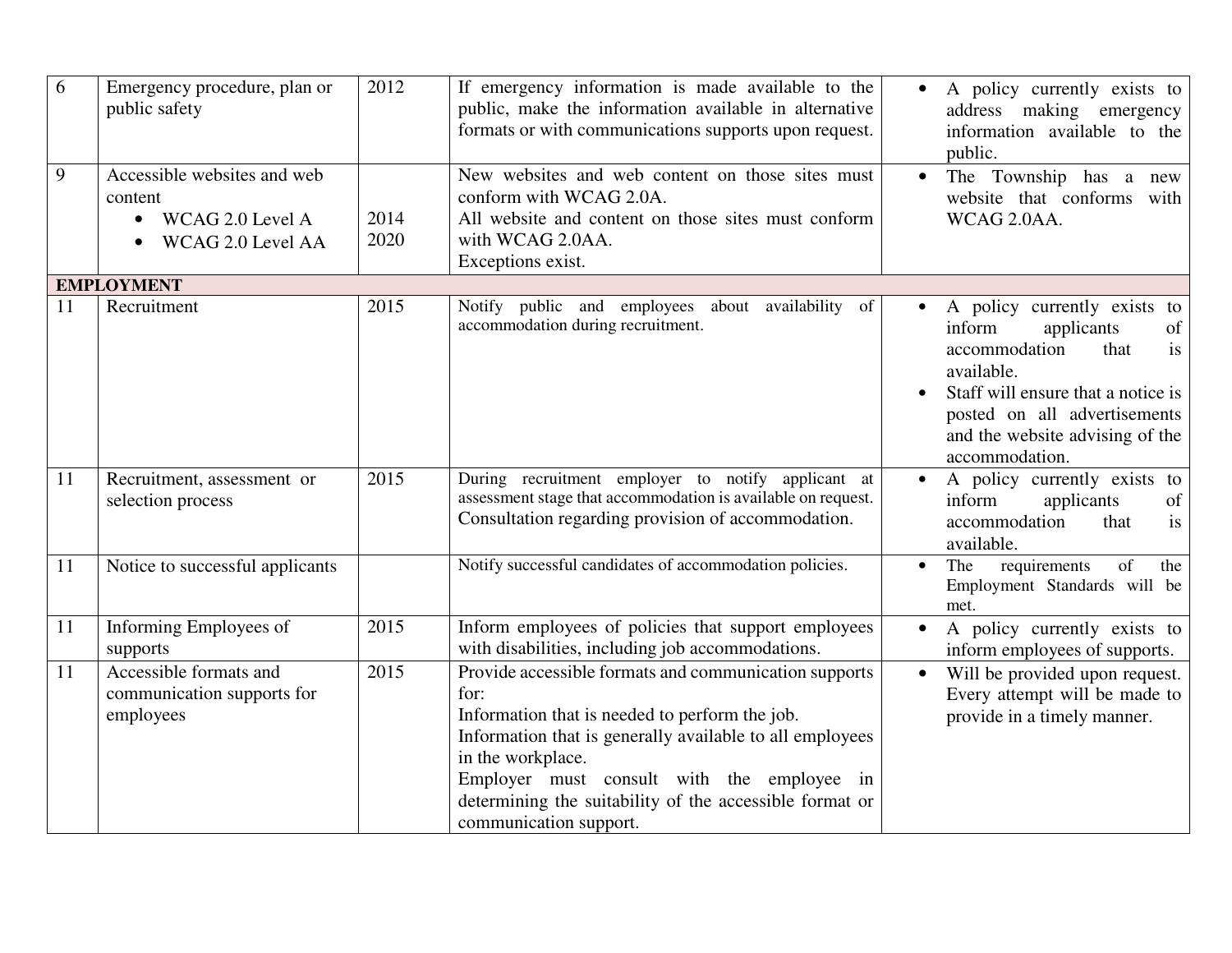| | | | | |
|---|---|---|---|---|
| 6 | Emergency procedure, plan or public safety | 2012 | If emergency information is made available to the public, make the information available in alternative formats or with communications supports upon request. | • A policy currently exists to address making emergency information available to the public. |
| 9 | Accessible websites and web content<br>• WCAG 2.0 Level A<br>• WCAG 2.0 Level AA | 2014<br>2020 | New websites and web content on those sites must conform with WCAG 2.0A.<br>All website and content on those sites must conform with WCAG 2.0AA.<br>Exceptions exist. | • The Township has a new website that conforms with WCAG 2.0AA. |
| **EMPLOYMENT** | | | | |
| 11 | Recruitment | 2015 | Notify public and employees about availability of accommodation during recruitment. | • A policy currently exists to inform applicants of accommodation that is available.<br>• Staff will ensure that a notice is posted on all advertisements and the website advising of the accommodation. |
| 11 | Recruitment, assessment or selection process | 2015 | During recruitment employer to notify applicant at assessment stage that accommodation is available on request.<br>Consultation regarding provision of accommodation. | • A policy currently exists to inform applicants of accommodation that is available. |
| 11 | Notice to successful applicants | | Notify successful candidates of accommodation policies. | • The requirements of the Employment Standards will be met. |
| 11 | Informing Employees of supports | 2015 | Inform employees of policies that support employees with disabilities, including job accommodations. | • A policy currently exists to inform employees of supports. |
| 11 | Accessible formats and communication supports for employees | 2015 | Provide accessible formats and communication supports for:<br>Information that is needed to perform the job.<br>Information that is generally available to all employees in the workplace.<br>Employer must consult with the employee in determining the suitability of the accessible format or communication support. | • Will be provided upon request. Every attempt will be made to provide in a timely manner. |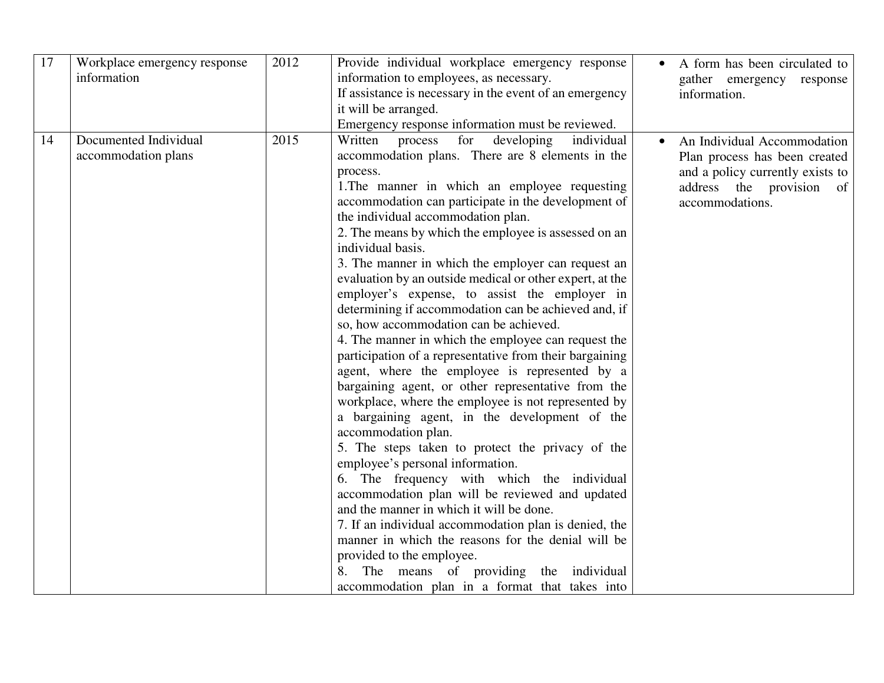| | | | | |
|---|---|---|---|---|
| 17 | Workplace emergency response information | 2012 | Provide individual workplace emergency response information to employees, as necessary.<br>If assistance is necessary in the event of an emergency it will be arranged.<br>Emergency response information must be reviewed. | • A form has been circulated to gather emergency response information. |
| 14 | Documented Individual accommodation plans | 2015 | Written process for developing individual accommodation plans. There are 8 elements in the process.<br>1.The manner in which an employee requesting accommodation can participate in the development of the individual accommodation plan.<br>2. The means by which the employee is assessed on an individual basis.<br>3. The manner in which the employer can request an evaluation by an outside medical or other expert, at the employer's expense, to assist the employer in determining if accommodation can be achieved and, if so, how accommodation can be achieved.<br>4. The manner in which the employee can request the participation of a representative from their bargaining agent, where the employee is represented by a bargaining agent, or other representative from the workplace, where the employee is not represented by a bargaining agent, in the development of the accommodation plan.<br>5. The steps taken to protect the privacy of the employee's personal information.<br>6. The frequency with which the individual accommodation plan will be reviewed and updated and the manner in which it will be done.<br>7. If an individual accommodation plan is denied, the manner in which the reasons for the denial will be provided to the employee.<br>8. The means of providing the individual accommodation plan in a format that takes into | • An Individual Accommodation Plan process has been created and a policy currently exists to address the provision of accommodations. |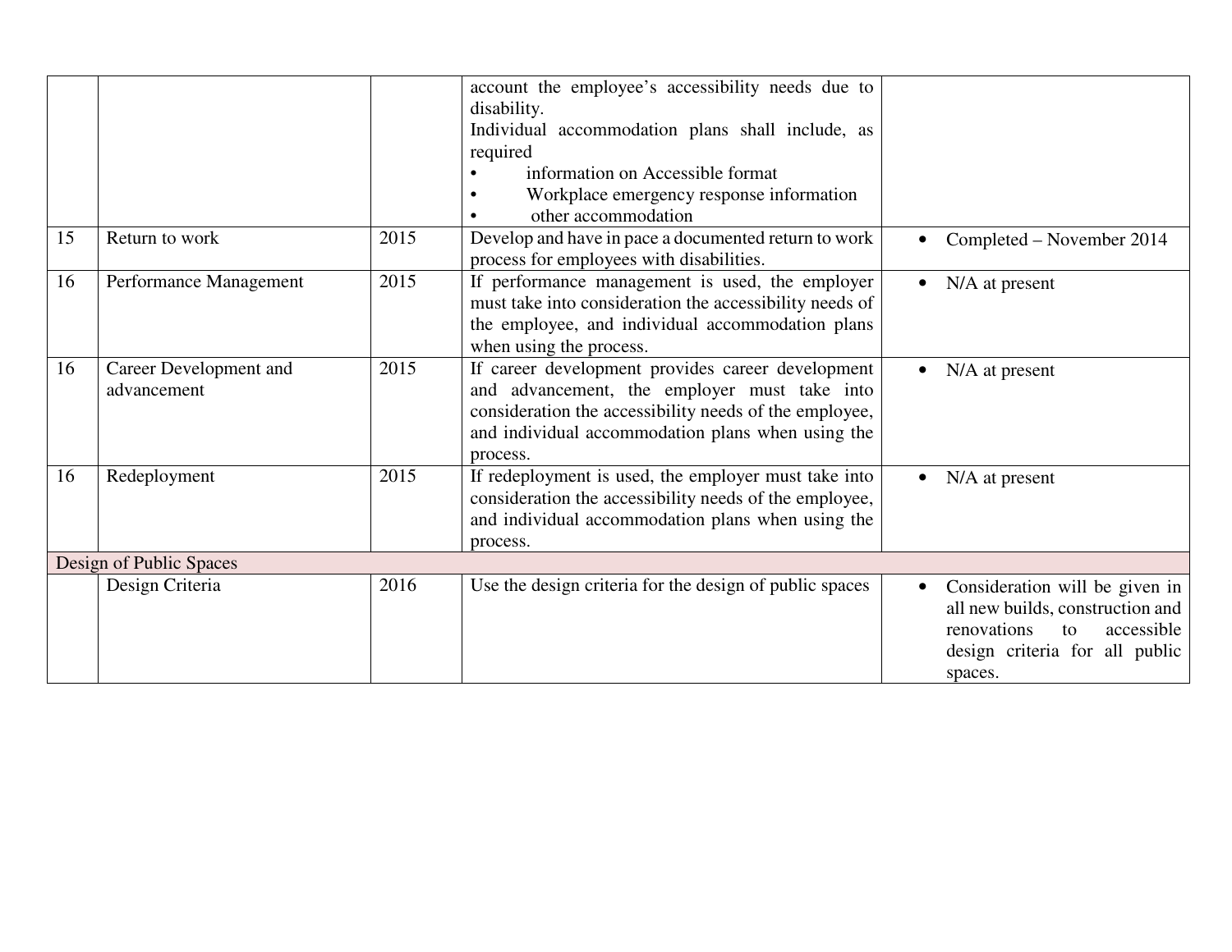| | | | | |
|---|---|---|---|---|
| | | | account the employee's accessibility needs due to disability.<br>Individual accommodation plans shall include, as required<br>• information on Accessible format<br>• Workplace emergency response information<br>• other accommodation | |
| 15 | Return to work | 2015 | Develop and have in pace a documented return to work process for employees with disabilities. | • Completed – November 2014 |
| 16 | Performance Management | 2015 | If performance management is used, the employer must take into consideration the accessibility needs of the employee, and individual accommodation plans when using the process. | • N/A at present |
| 16 | Career Development and advancement | 2015 | If career development provides career development and advancement, the employer must take into consideration the accessibility needs of the employee, and individual accommodation plans when using the process. | • N/A at present |
| 16 | Redeployment | 2015 | If redeployment is used, the employer must take into consideration the accessibility needs of the employee, and individual accommodation plans when using the process. | • N/A at present |
| Design of Public Spaces | | | | |
| | Design Criteria | 2016 | Use the design criteria for the design of public spaces | • Consideration will be given in all new builds, construction and renovations to accessible design criteria for all public spaces. |